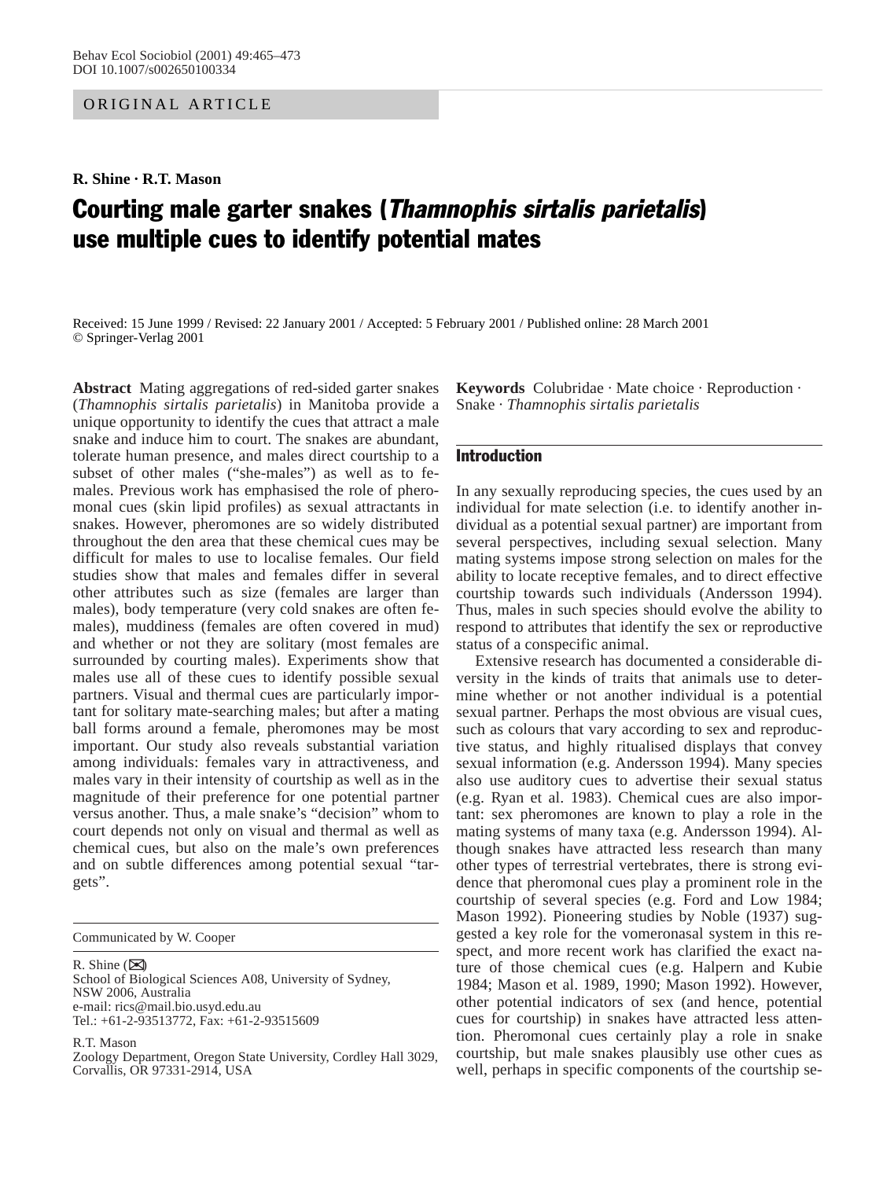ORIGINAL ARTICLE

**R. Shine · R.T. Mason**

# Courting male garter snakes (*Thamnophis sirtalis parietalis*) use multiple cues to identify potential mates

Received: 15 June 1999 / Revised: 22 January 2001 / Accepted: 5 February 2001 / Published online: 28 March 2001
© Springer-Verlag 2001

**Abstract** Mating aggregations of red-sided garter snakes (*Thamnophis sirtalis parietalis*) in Manitoba provide a unique opportunity to identify the cues that attract a male snake and induce him to court. The snakes are abundant, tolerate human presence, and males direct courtship to a subset of other males ("she-males") as well as to females. Previous work has emphasised the role of pheromonal cues (skin lipid profiles) as sexual attractants in snakes. However, pheromones are so widely distributed throughout the den area that these chemical cues may be difficult for males to use to localise females. Our field studies show that males and females differ in several other attributes such as size (females are larger than males), body temperature (very cold snakes are often females), muddiness (females are often covered in mud) and whether or not they are solitary (most females are surrounded by courting males). Experiments show that males use all of these cues to identify possible sexual partners. Visual and thermal cues are particularly important for solitary mate-searching males; but after a mating ball forms around a female, pheromones may be most important. Our study also reveals substantial variation among individuals: females vary in attractiveness, and males vary in their intensity of courtship as well as in the magnitude of their preference for one potential partner versus another. Thus, a male snake's "decision" whom to court depends not only on visual and thermal as well as chemical cues, but also on the male's own preferences and on subtle differences among potential sexual "targets".

**Keywords** Colubridae · Mate choice · Reproduction · Snake · *Thamnophis sirtalis parietalis*

Communicated by W. Cooper

R. Shine (✉)
School of Biological Sciences A08, University of Sydney, NSW 2006, Australia
e-mail: rics@mail.bio.usyd.edu.au
Tel.: +61-2-93513772, Fax: +61-2-93515609

R.T. Mason
Zoology Department, Oregon State University, Cordley Hall 3029, Corvallis, OR 97331-2914, USA

## Introduction

In any sexually reproducing species, the cues used by an individual for mate selection (i.e. to identify another individual as a potential sexual partner) are important from several perspectives, including sexual selection. Many mating systems impose strong selection on males for the ability to locate receptive females, and to direct effective courtship towards such individuals (Andersson 1994). Thus, males in such species should evolve the ability to respond to attributes that identify the sex or reproductive status of a conspecific animal.

Extensive research has documented a considerable diversity in the kinds of traits that animals use to determine whether or not another individual is a potential sexual partner. Perhaps the most obvious are visual cues, such as colours that vary according to sex and reproductive status, and highly ritualised displays that convey sexual information (e.g. Andersson 1994). Many species also use auditory cues to advertise their sexual status (e.g. Ryan et al. 1983). Chemical cues are also important: sex pheromones are known to play a role in the mating systems of many taxa (e.g. Andersson 1994). Although snakes have attracted less research than many other types of terrestrial vertebrates, there is strong evidence that pheromonal cues play a prominent role in the courtship of several species (e.g. Ford and Low 1984; Mason 1992). Pioneering studies by Noble (1937) suggested a key role for the vomeronasal system in this respect, and more recent work has clarified the exact nature of those chemical cues (e.g. Halpern and Kubie 1984; Mason et al. 1989, 1990; Mason 1992). However, other potential indicators of sex (and hence, potential cues for courtship) in snakes have attracted less attention. Pheromonal cues certainly play a role in snake courtship, but male snakes plausibly use other cues as well, perhaps in specific components of the courtship se-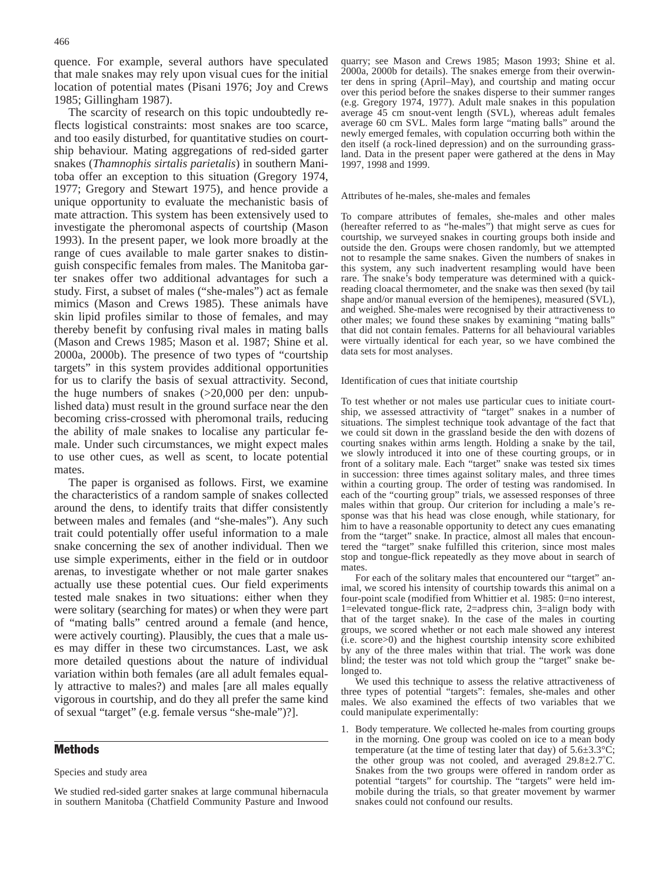quence. For example, several authors have speculated that male snakes may rely upon visual cues for the initial location of potential mates (Pisani 1976; Joy and Crews 1985; Gillingham 1987).

The scarcity of research on this topic undoubtedly reflects logistical constraints: most snakes are too scarce, and too easily disturbed, for quantitative studies on courtship behaviour. Mating aggregations of red-sided garter snakes (*Thamnophis sirtalis parietalis*) in southern Manitoba offer an exception to this situation (Gregory 1974, 1977; Gregory and Stewart 1975), and hence provide a unique opportunity to evaluate the mechanistic basis of mate attraction. This system has been extensively used to investigate the pheromonal aspects of courtship (Mason 1993). In the present paper, we look more broadly at the range of cues available to male garter snakes to distinguish conspecific females from males. The Manitoba garter snakes offer two additional advantages for such a study. First, a subset of males ("she-males") act as female mimics (Mason and Crews 1985). These animals have skin lipid profiles similar to those of females, and may thereby benefit by confusing rival males in mating balls (Mason and Crews 1985; Mason et al. 1987; Shine et al. 2000a, 2000b). The presence of two types of "courtship targets" in this system provides additional opportunities for us to clarify the basis of sexual attractivity. Second, the huge numbers of snakes (>20,000 per den: unpublished data) must result in the ground surface near the den becoming criss-crossed with pheromonal trails, reducing the ability of male snakes to localise any particular female. Under such circumstances, we might expect males to use other cues, as well as scent, to locate potential mates.

The paper is organised as follows. First, we examine the characteristics of a random sample of snakes collected around the dens, to identify traits that differ consistently between males and females (and "she-males"). Any such trait could potentially offer useful information to a male snake concerning the sex of another individual. Then we use simple experiments, either in the field or in outdoor arenas, to investigate whether or not male garter snakes actually use these potential cues. Our field experiments tested male snakes in two situations: either when they were solitary (searching for mates) or when they were part of "mating balls" centred around a female (and hence, were actively courting). Plausibly, the cues that a male uses may differ in these two circumstances. Last, we ask more detailed questions about the nature of individual variation within both females (are all adult females equally attractive to males?) and males [are all males equally vigorous in courtship, and do they all prefer the same kind of sexual "target" (e.g. female versus "she-male")?].

## Methods

### Species and study area

We studied red-sided garter snakes at large communal hibernacula in southern Manitoba (Chatfield Community Pasture and Inwood quarry; see Mason and Crews 1985; Mason 1993; Shine et al. 2000a, 2000b for details). The snakes emerge from their overwinter dens in spring (April–May), and courtship and mating occur over this period before the snakes disperse to their summer ranges (e.g. Gregory 1974, 1977). Adult male snakes in this population average 45 cm snout-vent length (SVL), whereas adult females average 60 cm SVL. Males form large "mating balls" around the newly emerged females, with copulation occurring both within the den itself (a rock-lined depression) and on the surrounding grassland. Data in the present paper were gathered at the dens in May 1997, 1998 and 1999.

### Attributes of he-males, she-males and females

To compare attributes of females, she-males and other males (hereafter referred to as "he-males") that might serve as cues for courtship, we surveyed snakes in courting groups both inside and outside the den. Groups were chosen randomly, but we attempted not to resample the same snakes. Given the numbers of snakes in this system, any such inadvertent resampling would have been rare. The snake's body temperature was determined with a quick-reading cloacal thermometer, and the snake was then sexed (by tail shape and/or manual eversion of the hemipenes), measured (SVL), and weighed. She-males were recognised by their attractiveness to other males; we found these snakes by examining "mating balls" that did not contain females. Patterns for all behavioural variables were virtually identical for each year, so we have combined the data sets for most analyses.

### Identification of cues that initiate courtship

To test whether or not males use particular cues to initiate courtship, we assessed attractivity of "target" snakes in a number of situations. The simplest technique took advantage of the fact that we could sit down in the grassland beside the den with dozens of courting snakes within arms length. Holding a snake by the tail, we slowly introduced it into one of these courting groups, or in front of a solitary male. Each "target" snake was tested six times in succession: three times against solitary males, and three times within a courting group. The order of testing was randomised. In each of the "courting group" trials, we assessed responses of three males within that group. Our criterion for including a male's response was that his head was close enough, while stationary, for him to have a reasonable opportunity to detect any cues emanating from the "target" snake. In practice, almost all males that encountered the "target" snake fulfilled this criterion, since most males stop and tongue-flick repeatedly as they move about in search of mates.

For each of the solitary males that encountered our "target" animal, we scored his intensity of courtship towards this animal on a four-point scale (modified from Whittier et al. 1985: 0=no interest, 1=elevated tongue-flick rate, 2=adpress chin, 3=align body with that of the target snake). In the case of the males in courting groups, we scored whether or not each male showed any interest (i.e. score>0) and the highest courtship intensity score exhibited by any of the three males within that trial. The work was done blind; the tester was not told which group the "target" snake belonged to.

We used this technique to assess the relative attractiveness of three types of potential "targets": females, she-males and other males. We also examined the effects of two variables that we could manipulate experimentally:

1. Body temperature. We collected he-males from courting groups in the morning. One group was cooled on ice to a mean body temperature (at the time of testing later that day) of 5.6±3.3°C; the other group was not cooled, and averaged 29.8±2.7°C. Snakes from the two groups were offered in random order as potential "targets" for courtship. The "targets" were held immobile during the trials, so that greater movement by warmer snakes could not confound our results.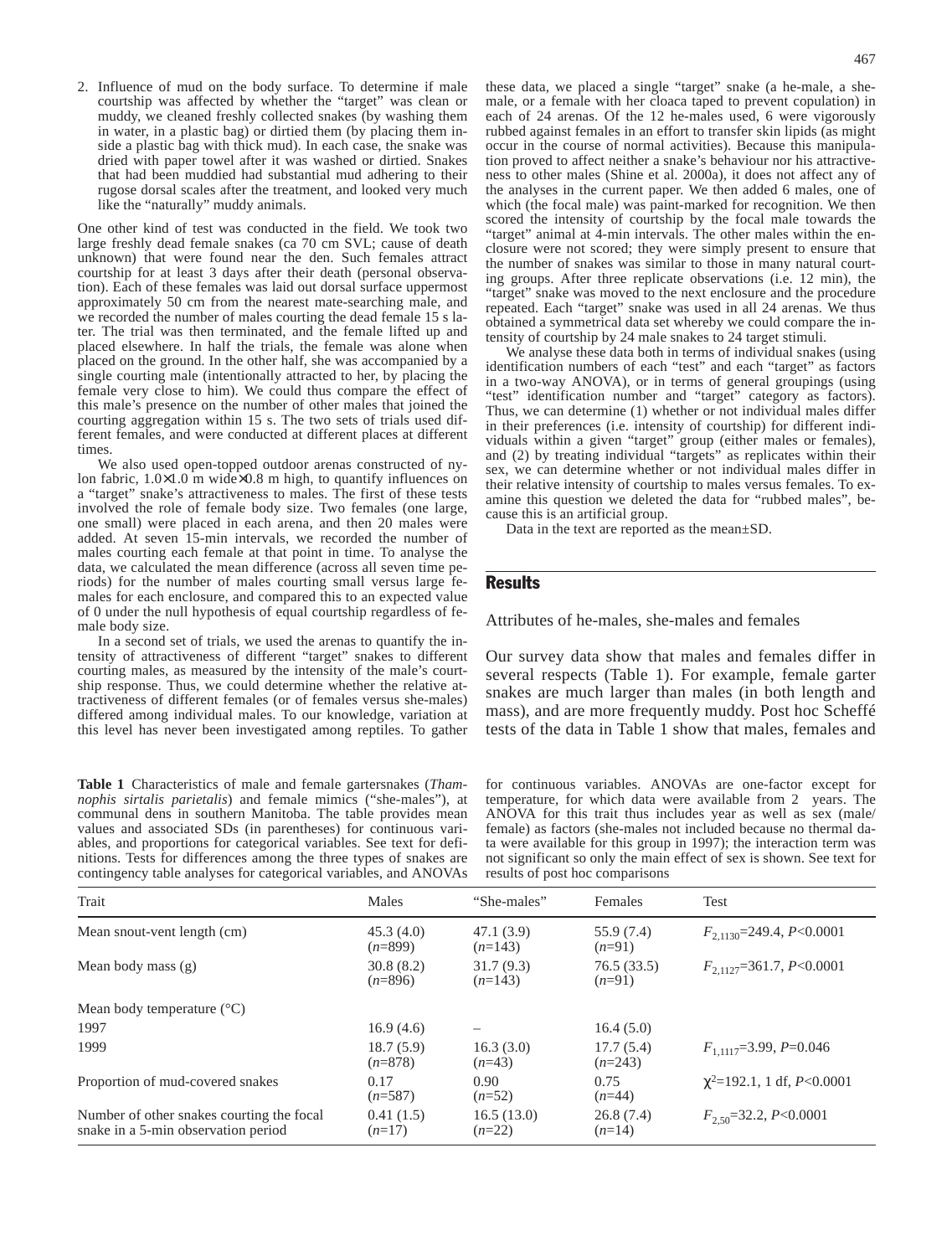2. Influence of mud on the body surface. To determine if male courtship was affected by whether the "target" was clean or muddy, we cleaned freshly collected snakes (by washing them in water, in a plastic bag) or dirtied them (by placing them inside a plastic bag with thick mud). In each case, the snake was dried with paper towel after it was washed or dirtied. Snakes that had been muddied had substantial mud adhering to their rugose dorsal scales after the treatment, and looked very much like the "naturally" muddy animals.

One other kind of test was conducted in the field. We took two large freshly dead female snakes (ca 70 cm SVL; cause of death unknown) that were found near the den. Such females attract courtship for at least 3 days after their death (personal observation). Each of these females was laid out dorsal surface uppermost approximately 50 cm from the nearest mate-searching male, and we recorded the number of males courting the dead female 15 s later. The trial was then terminated, and the female lifted up and placed elsewhere. In half the trials, the female was alone when placed on the ground. In the other half, she was accompanied by a single courting male (intentionally attracted to her, by placing the female very close to him). We could thus compare the effect of this male's presence on the number of other males that joined the courting aggregation within 15 s. The two sets of trials used different females, and were conducted at different places at different times.

We also used open-topped outdoor arenas constructed of nylon fabric, 1.0×1.0 m wide×0.8 m high, to quantify influences on a "target" snake's attractiveness to males. The first of these tests involved the role of female body size. Two females (one large, one small) were placed in each arena, and then 20 males were added. At seven 15-min intervals, we recorded the number of males courting each female at that point in time. To analyse the data, we calculated the mean difference (across all seven time periods) for the number of males courting small versus large females for each enclosure, and compared this to an expected value of 0 under the null hypothesis of equal courtship regardless of female body size.

In a second set of trials, we used the arenas to quantify the intensity of attractiveness of different "target" snakes to different courting males, as measured by the intensity of the male's courtship response. Thus, we could determine whether the relative attractiveness of different females (or of females versus she-males) differed among individual males. To our knowledge, variation at this level has never been investigated among reptiles. To gather these data, we placed a single "target" snake (a he-male, a she-male, or a female with her cloaca taped to prevent copulation) in each of 24 arenas. Of the 12 he-males used, 6 were vigorously rubbed against females in an effort to transfer skin lipids (as might occur in the course of normal activities). Because this manipulation proved to affect neither a snake's behaviour nor his attractiveness to other males (Shine et al. 2000a), it does not affect any of the analyses in the current paper. We then added 6 males, one of which (the focal male) was paint-marked for recognition. We then scored the intensity of courtship by the focal male towards the "target" animal at 4-min intervals. The other males within the enclosure were not scored; they were simply present to ensure that the number of snakes was similar to those in many natural courting groups. After three replicate observations (i.e. 12 min), the "target" snake was moved to the next enclosure and the procedure repeated. Each "target" snake was used in all 24 arenas. We thus obtained a symmetrical data set whereby we could compare the intensity of courtship by 24 male snakes to 24 target stimuli.

We analyse these data both in terms of individual snakes (using identification numbers of each "test" and each "target" as factors in a two-way ANOVA), or in terms of general groupings (using "test" identification number and "target" category as factors). Thus, we can determine (1) whether or not individual males differ in their preferences (i.e. intensity of courtship) for different individuals within a given "target" group (either males or females), and (2) by treating individual "targets" as replicates within their sex, we can determine whether or not individual males differ in their relative intensity of courtship to males versus females. To examine this question we deleted the data for "rubbed males", because this is an artificial group.

Data in the text are reported as the mean±SD.

## Results

### Attributes of he-males, she-males and females

Our survey data show that males and females differ in several respects (Table 1). For example, female garter snakes are much larger than males (in both length and mass), and are more frequently muddy. Post hoc Scheffé tests of the data in Table 1 show that males, females and

**Table 1** Characteristics of male and female gartersnakes (*Thamnophis sirtalis parietalis*) and female mimics ("she-males"), at communal dens in southern Manitoba. The table provides mean values and associated SDs (in parentheses) for continuous variables, and proportions for categorical variables. See text for definitions. Tests for differences among the three types of snakes are contingency table analyses for categorical variables, and ANOVAs for continuous variables. ANOVAs are one-factor except for temperature, for which data were available from 2 years. The ANOVA for this trait thus includes year as well as sex (male/female) as factors (she-males not included because no thermal data were available for this group in 1997); the interaction term was not significant so only the main effect of sex is shown. See text for results of post hoc comparisons

| Trait | Males | "She-males" | Females | Test |
|---|---|---|---|---|
| Mean snout-vent length (cm) | 45.3 (4.0) ($n$=899) | 47.1 (3.9) ($n$=143) | 55.9 (7.4) ($n$=91) | $F_{2,1130}$=249.4, $P$<0.0001 |
| Mean body mass (g) | 30.8 (8.2) ($n$=896) | 31.7 (9.3) ($n$=143) | 76.5 (33.5) ($n$=91) | $F_{2,1127}$=361.7, $P$<0.0001 |
| Mean body temperature (°C) | | | | |
| 1997 | 16.9 (4.6) | – | 16.4 (5.0) | |
| 1999 | 18.7 (5.9) ($n$=878) | 16.3 (3.0) ($n$=43) | 17.7 (5.4) ($n$=243) | $F_{1,1117}$=3.99, $P$=0.046 |
| Proportion of mud-covered snakes | 0.17 ($n$=587) | 0.90 ($n$=52) | 0.75 ($n$=44) | $\chi^2$=192.1, 1 df, $P$<0.0001 |
| Number of other snakes courting the focal snake in a 5-min observation period | 0.41 (1.5) ($n$=17) | 16.5 (13.0) ($n$=22) | 26.8 (7.4) ($n$=14) | $F_{2,50}$=32.2, $P$<0.0001 |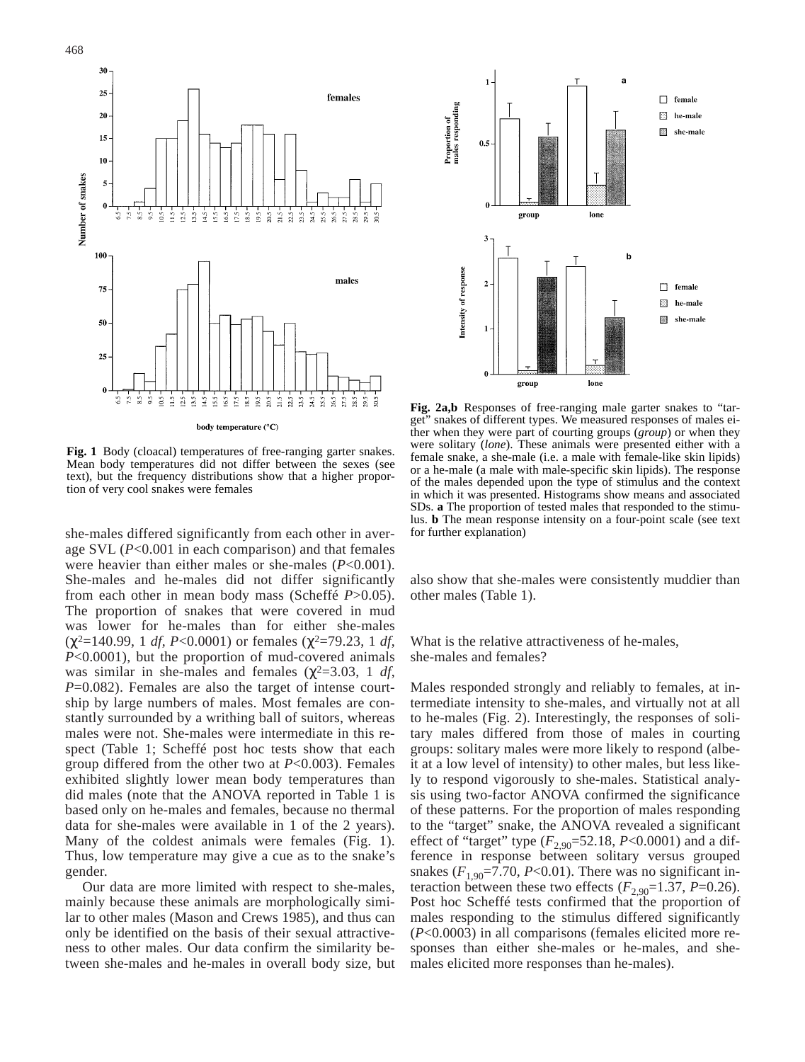**Fig. 1** Body (cloacal) temperatures of free-ranging garter snakes. Mean body temperatures did not differ between the sexes (see text), but the frequency distributions show that a higher proportion of very cool snakes were females

**Fig. 2a,b** Responses of free-ranging male garter snakes to "target" snakes of different types. We measured responses of males either when they were part of courting groups (*group*) or when they were solitary (*lone*). These animals were presented either with a female snake, a she-male (i.e. a male with female-like skin lipids) or a he-male (a male with male-specific skin lipids). The response of the males depended upon the type of stimulus and the context in which it was presented. Histograms show means and associated SDs. **a** The proportion of tested males that responded to the stimulus. **b** The mean response intensity on a four-point scale (see text for further explanation)

she-males differed significantly from each other in average SVL ($P<0.001$ in each comparison) and that females were heavier than either males or she-males ($P<0.001$). She-males and he-males did not differ significantly from each other in mean body mass (Scheffé $P>0.05$). The proportion of snakes that were covered in mud was lower for he-males than for either she-males ($\chi^2=140.99$, 1 *df*, $P<0.0001$) or females ($\chi^2=79.23$, 1 *df*, $P<0.0001$), but the proportion of mud-covered animals was similar in she-males and females ($\chi^2=3.03$, 1 *df*, $P=0.082$). Females are also the target of intense courtship by large numbers of males. Most females are constantly surrounded by a writhing ball of suitors, whereas males were not. She-males were intermediate in this respect (Table 1; Scheffé post hoc tests show that each group differed from the other two at $P<0.003$). Females exhibited slightly lower mean body temperatures than did males (note that the ANOVA reported in Table 1 is based only on he-males and females, because no thermal data for she-males were available in 1 of the 2 years). Many of the coldest animals were females (Fig. 1). Thus, low temperature may give a cue as to the snake's gender.

Our data are more limited with respect to she-males, mainly because these animals are morphologically similar to other males (Mason and Crews 1985), and thus can only be identified on the basis of their sexual attractiveness to other males. Our data confirm the similarity between she-males and he-males in overall body size, but also show that she-males were consistently muddier than other males (Table 1).

### What is the relative attractiveness of he-males, she-males and females?

Males responded strongly and reliably to females, at intermediate intensity to she-males, and virtually not at all to he-males (Fig. 2). Interestingly, the responses of solitary males differed from those of males in courting groups: solitary males were more likely to respond (albeit at a low level of intensity) to other males, but less likely to respond vigorously to she-males. Statistical analysis using two-factor ANOVA confirmed the significance of these patterns. For the proportion of males responding to the "target" snake, the ANOVA revealed a significant effect of "target" type ($F_{2,90}=52.18$, $P<0.0001$) and a difference in response between solitary versus grouped snakes ($F_{1,90}=7.70$, $P<0.01$). There was no significant interaction between these two effects ($F_{2,90}=1.37$, $P=0.26$). Post hoc Scheffé tests confirmed that the proportion of males responding to the stimulus differed significantly ($P<0.0003$) in all comparisons (females elicited more responses than either she-males or he-males, and she-males elicited more responses than he-males).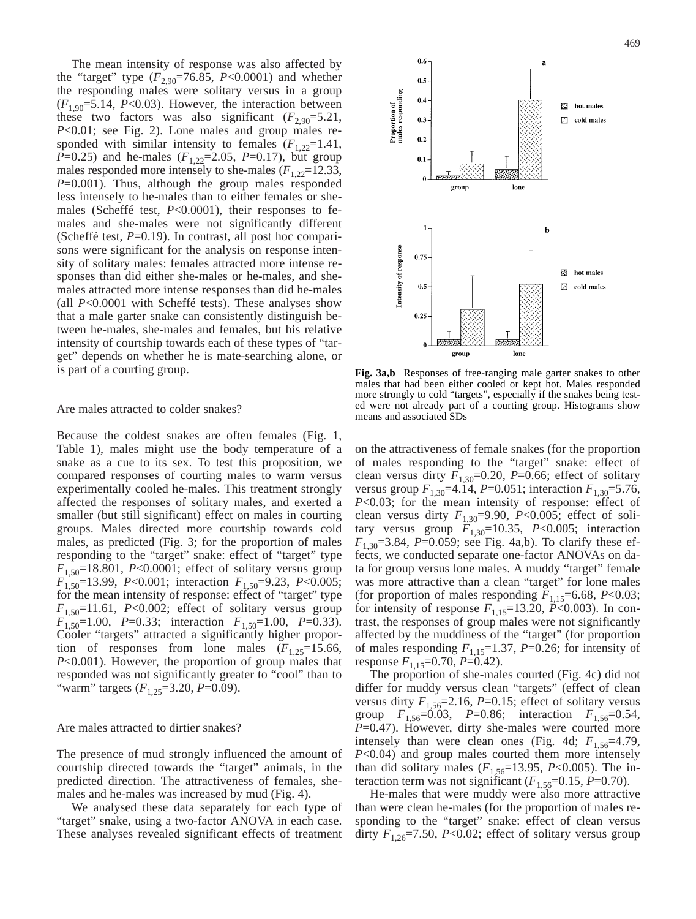The mean intensity of response was also affected by the "target" type ($F_{2,90}$=76.85, $P$<0.0001) and whether the responding males were solitary versus in a group ($F_{1,90}$=5.14, $P$<0.03). However, the interaction between these two factors was also significant ($F_{2,90}$=5.21, $P$<0.01; see Fig. 2). Lone males and group males responded with similar intensity to females ($F_{1,22}$=1.41, $P$=0.25) and he-males ($F_{1,22}$=2.05, $P$=0.17), but group males responded more intensely to she-males ($F_{1,22}$=12.33, $P$=0.001). Thus, although the group males responded less intensely to he-males than to either females or she-males (Scheffé test, $P$<0.0001), their responses to females and she-males were not significantly different (Scheffé test, $P$=0.19). In contrast, all post hoc comparisons were significant for the analysis on response intensity of solitary males: females attracted more intense responses than did either she-males or he-males, and she-males attracted more intense responses than did he-males (all $P$<0.0001 with Scheffé tests). These analyses show that a male garter snake can consistently distinguish between he-males, she-males and females, but his relative intensity of courtship towards each of these types of "target" depends on whether he is mate-searching alone, or is part of a courting group.

### Are males attracted to colder snakes?

Because the coldest snakes are often females (Fig. 1, Table 1), males might use the body temperature of a snake as a cue to its sex. To test this proposition, we compared responses of courting males to warm versus experimentally cooled he-males. This treatment strongly affected the responses of solitary males, and exerted a smaller (but still significant) effect on males in courting groups. Males directed more courtship towards cold males, as predicted (Fig. 3; for the proportion of males responding to the "target" snake: effect of "target" type $F_{1,50}$=18.801, $P$<0.0001; effect of solitary versus group $F_{1,50}$=13.99, $P$<0.001; interaction $F_{1,50}$=9.23, $P$<0.005; for the mean intensity of response: effect of "target" type $F_{1,50}$=11.61, $P$<0.002; effect of solitary versus group $F_{1,50}$=1.00, $P$=0.33; interaction $F_{1,50}$=1.00, $P$=0.33). Cooler "targets" attracted a significantly higher proportion of responses from lone males ($F_{1,25}$=15.66, $P$<0.001). However, the proportion of group males that responded was not significantly greater to "cool" than to "warm" targets ($F_{1,25}$=3.20, $P$=0.09).

### Are males attracted to dirtier snakes?

The presence of mud strongly influenced the amount of courtship directed towards the "target" animals, in the predicted direction. The attractiveness of females, she-males and he-males was increased by mud (Fig. 4).

We analysed these data separately for each type of "target" snake, using a two-factor ANOVA in each case. These analyses revealed significant effects of treatment

**Fig. 3a,b** Responses of free-ranging male garter snakes to other males that had been either cooled or kept hot. Males responded more strongly to cold "targets", especially if the snakes being tested were not already part of a courting group. Histograms show means and associated SDs

on the attractiveness of female snakes (for the proportion of males responding to the "target" snake: effect of clean versus dirty $F_{1,30}$=0.20, $P$=0.66; effect of solitary versus group $F_{1,30}$=4.14, $P$=0.051; interaction $F_{1,30}$=5.76, $P$<0.03; for the mean intensity of response: effect of clean versus dirty $F_{1,30}$=9.90, $P$<0.005; effect of solitary versus group $F_{1,30}$=10.35, $P$<0.005; interaction $F_{1,30}$=3.84, $P$=0.059; see Fig. 4a,b). To clarify these effects, we conducted separate one-factor ANOVAs on data for group versus lone males. A muddy "target" female was more attractive than a clean "target" for lone males (for proportion of males responding $F_{1,15}$=6.68, $P$<0.03; for intensity of response $F_{1,15}$=13.20, $P$<0.003). In contrast, the responses of group males were not significantly affected by the muddiness of the "target" (for proportion of males responding $F_{1,15}$=1.37, $P$=0.26; for intensity of response $F_{1,15}$=0.70, $P$=0.42).

The proportion of she-males courted (Fig. 4c) did not differ for muddy versus clean "targets" (effect of clean versus dirty $F_{1,56}$=2.16, $P$=0.15; effect of solitary versus group $F_{1,56}$=0.03, $P$=0.86; interaction $F_{1,56}$=0.54, $P$=0.47). However, dirty she-males were courted more intensely than were clean ones (Fig. 4d; $F_{1,56}$=4.79, $P$<0.04) and group males courted them more intensely than did solitary males ($F_{1,56}$=13.95, $P$<0.005). The interaction term was not significant ($F_{1,56}$=0.15, $P$=0.70).

He-males that were muddy were also more attractive than were clean he-males (for the proportion of males responding to the "target" snake: effect of clean versus dirty $F_{1,26}$=7.50, $P$<0.02; effect of solitary versus group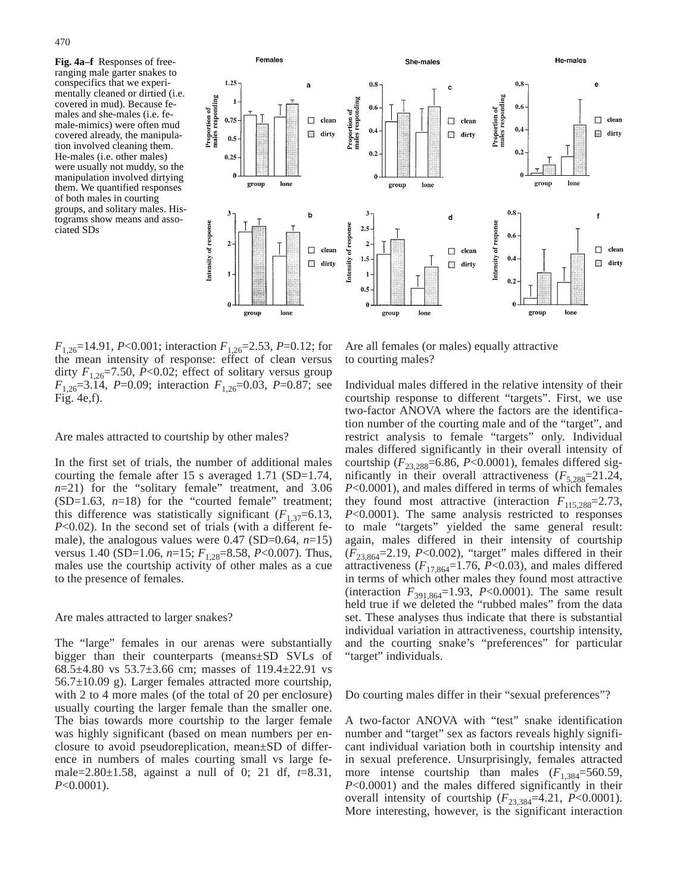**Fig. 4a–f** Responses of free-ranging male garter snakes to conspecifics that we experimentally cleaned or dirtied (i.e. covered in mud). Because females and she-males (i.e. female-mimics) were often mud covered already, the manipulation involved cleaning them. He-males (i.e. other males) were usually not muddy, so the manipulation involved dirtying them. We quantified responses of both males in courting groups, and solitary males. Histograms show means and associated SDs

$F_{1,26}$=14.91, $P$<0.001; interaction $F_{1,26}$=2.53, $P$=0.12; for the mean intensity of response: effect of clean versus dirty $F_{1,26}$=7.50, $P$<0.02; effect of solitary versus group $F_{1,26}$=3.14, $P$=0.09; interaction $F_{1,26}$=0.03, $P$=0.87; see Fig. 4e,f).

## Are males attracted to courtship by other males?

In the first set of trials, the number of additional males courting the female after 15 s averaged 1.71 (SD=1.74, $n$=21) for the "solitary female" treatment, and 3.06 (SD=1.63, $n$=18) for the "courted female" treatment; this difference was statistically significant ($F_{1,37}$=6.13, $P$<0.02). In the second set of trials (with a different female), the analogous values were 0.47 (SD=0.64, $n$=15) versus 1.40 (SD=1.06, $n$=15; $F_{1,28}$=8.58, $P$<0.007). Thus, males use the courtship activity of other males as a cue to the presence of females.

## Are males attracted to larger snakes?

The "large" females in our arenas were substantially bigger than their counterparts (means±SD SVLs of 68.5±4.80 vs 53.7±3.66 cm; masses of 119.4±22.91 vs 56.7±10.09 g). Larger females attracted more courtship, with 2 to 4 more males (of the total of 20 per enclosure) usually courting the larger female than the smaller one. The bias towards more courtship to the larger female was highly significant (based on mean numbers per enclosure to avoid pseudoreplication, mean±SD of difference in numbers of males courting small vs large female=2.80±1.58, against a null of 0; 21 df, $t$=8.31, $P$<0.0001).

## Are all females (or males) equally attractive to courting males?

Individual males differed in the relative intensity of their courtship response to different "targets". First, we use two-factor ANOVA where the factors are the identification number of the courting male and of the "target", and restrict analysis to female "targets" only. Individual males differed significantly in their overall intensity of courtship ($F_{23,288}$=6.86, $P$<0.0001), females differed significantly in their overall attractiveness ($F_{5,288}$=21.24, $P$<0.0001), and males differed in terms of which females they found most attractive (interaction $F_{115,288}$=2.73, $P$<0.0001). The same analysis restricted to responses to male "targets" yielded the same general result: again, males differed in their intensity of courtship ($F_{23,864}$=2.19, $P$<0.002), "target" males differed in their attractiveness ($F_{17,864}$=1.76, $P$<0.03), and males differed in terms of which other males they found most attractive (interaction $F_{391,864}$=1.93, $P$<0.0001). The same result held true if we deleted the "rubbed males" from the data set. These analyses thus indicate that there is substantial individual variation in attractiveness, courtship intensity, and the courting snake's "preferences" for particular "target" individuals.

## Do courting males differ in their "sexual preferences"?

A two-factor ANOVA with "test" snake identification number and "target" sex as factors reveals highly significant individual variation both in courtship intensity and in sexual preference. Unsurprisingly, females attracted more intense courtship than males ($F_{1,384}$=560.59, $P$<0.0001) and the males differed significantly in their overall intensity of courtship ($F_{23,384}$=4.21, $P$<0.0001). More interesting, however, is the significant interaction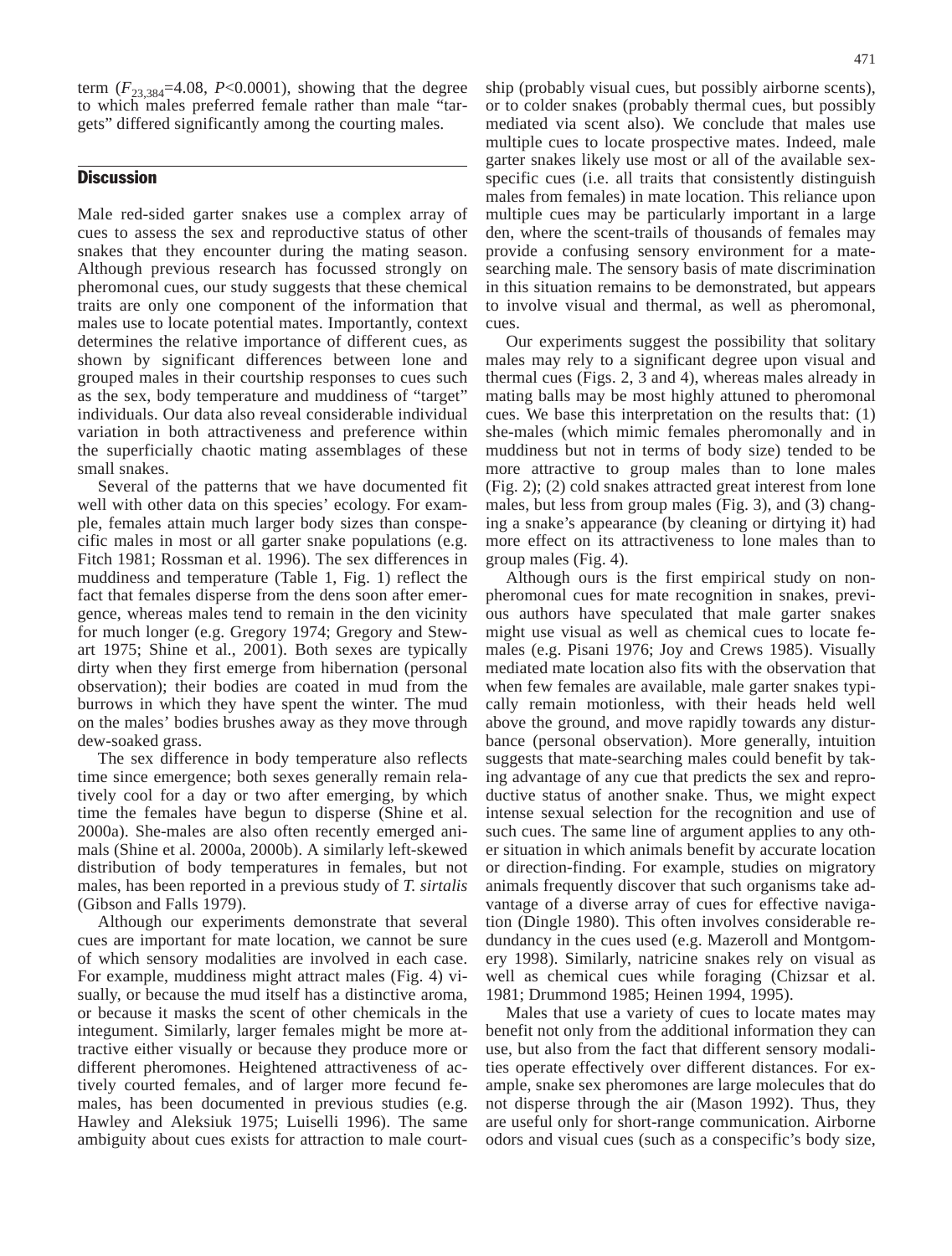term ($F_{23,384}$=4.08, $P$<0.0001), showing that the degree to which males preferred female rather than male "targets" differed significantly among the courting males.

## Discussion

Male red-sided garter snakes use a complex array of cues to assess the sex and reproductive status of other snakes that they encounter during the mating season. Although previous research has focussed strongly on pheromonal cues, our study suggests that these chemical traits are only one component of the information that males use to locate potential mates. Importantly, context determines the relative importance of different cues, as shown by significant differences between lone and grouped males in their courtship responses to cues such as the sex, body temperature and muddiness of "target" individuals. Our data also reveal considerable individual variation in both attractiveness and preference within the superficially chaotic mating assemblages of these small snakes.

Several of the patterns that we have documented fit well with other data on this species' ecology. For example, females attain much larger body sizes than conspecific males in most or all garter snake populations (e.g. Fitch 1981; Rossman et al. 1996). The sex differences in muddiness and temperature (Table 1, Fig. 1) reflect the fact that females disperse from the dens soon after emergence, whereas males tend to remain in the den vicinity for much longer (e.g. Gregory 1974; Gregory and Stewart 1975; Shine et al., 2001). Both sexes are typically dirty when they first emerge from hibernation (personal observation); their bodies are coated in mud from the burrows in which they have spent the winter. The mud on the males' bodies brushes away as they move through dew-soaked grass.

The sex difference in body temperature also reflects time since emergence; both sexes generally remain relatively cool for a day or two after emerging, by which time the females have begun to disperse (Shine et al. 2000a). She-males are also often recently emerged animals (Shine et al. 2000a, 2000b). A similarly left-skewed distribution of body temperatures in females, but not males, has been reported in a previous study of *T. sirtalis* (Gibson and Falls 1979).

Although our experiments demonstrate that several cues are important for mate location, we cannot be sure of which sensory modalities are involved in each case. For example, muddiness might attract males (Fig. 4) visually, or because the mud itself has a distinctive aroma, or because it masks the scent of other chemicals in the integument. Similarly, larger females might be more attractive either visually or because they produce more or different pheromones. Heightened attractiveness of actively courted females, and of larger more fecund females, has been documented in previous studies (e.g. Hawley and Aleksiuk 1975; Luiselli 1996). The same ambiguity about cues exists for attraction to male courtship (probably visual cues, but possibly airborne scents), or to colder snakes (probably thermal cues, but possibly mediated via scent also). We conclude that males use multiple cues to locate prospective mates. Indeed, male garter snakes likely use most or all of the available sex-specific cues (i.e. all traits that consistently distinguish males from females) in mate location. This reliance upon multiple cues may be particularly important in a large den, where the scent-trails of thousands of females may provide a confusing sensory environment for a mate-searching male. The sensory basis of mate discrimination in this situation remains to be demonstrated, but appears to involve visual and thermal, as well as pheromonal, cues.

Our experiments suggest the possibility that solitary males may rely to a significant degree upon visual and thermal cues (Figs. 2, 3 and 4), whereas males already in mating balls may be most highly attuned to pheromonal cues. We base this interpretation on the results that: (1) she-males (which mimic females pheromonally and in muddiness but not in terms of body size) tended to be more attractive to group males than to lone males (Fig. 2); (2) cold snakes attracted great interest from lone males, but less from group males (Fig. 3), and (3) changing a snake's appearance (by cleaning or dirtying it) had more effect on its attractiveness to lone males than to group males (Fig. 4).

Although ours is the first empirical study on non-pheromonal cues for mate recognition in snakes, previous authors have speculated that male garter snakes might use visual as well as chemical cues to locate females (e.g. Pisani 1976; Joy and Crews 1985). Visually mediated mate location also fits with the observation that when few females are available, male garter snakes typically remain motionless, with their heads held well above the ground, and move rapidly towards any disturbance (personal observation). More generally, intuition suggests that mate-searching males could benefit by taking advantage of any cue that predicts the sex and reproductive status of another snake. Thus, we might expect intense sexual selection for the recognition and use of such cues. The same line of argument applies to any other situation in which animals benefit by accurate location or direction-finding. For example, studies on migratory animals frequently discover that such organisms take advantage of a diverse array of cues for effective navigation (Dingle 1980). This often involves considerable redundancy in the cues used (e.g. Mazeroll and Montgomery 1998). Similarly, natricine snakes rely on visual as well as chemical cues while foraging (Chizsar et al. 1981; Drummond 1985; Heinen 1994, 1995).

Males that use a variety of cues to locate mates may benefit not only from the additional information they can use, but also from the fact that different sensory modalities operate effectively over different distances. For example, snake sex pheromones are large molecules that do not disperse through the air (Mason 1992). Thus, they are useful only for short-range communication. Airborne odors and visual cues (such as a conspecific's body size,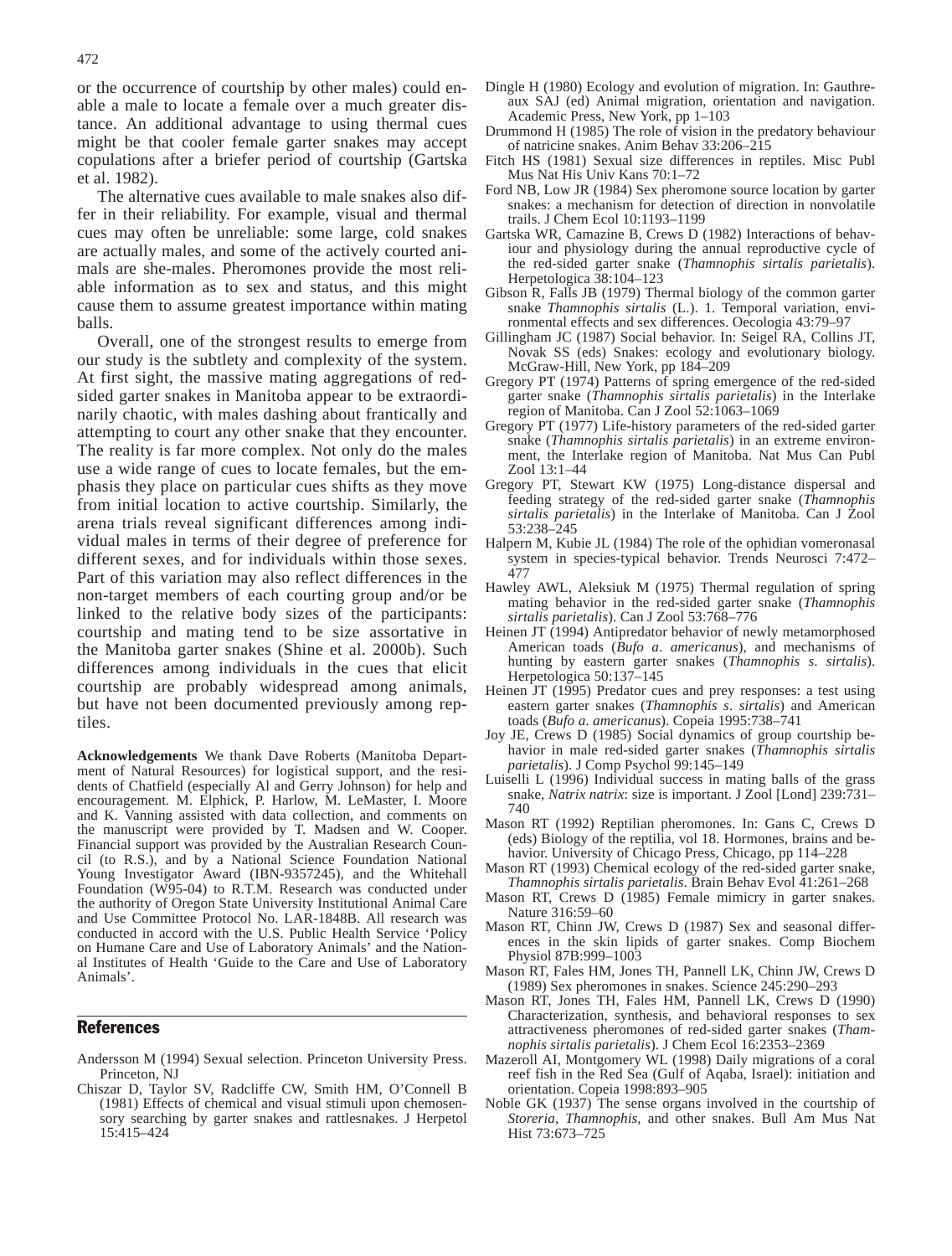or the occurrence of courtship by other males) could enable a male to locate a female over a much greater distance. An additional advantage to using thermal cues might be that cooler female garter snakes may accept copulations after a briefer period of courtship (Gartska et al. 1982).

The alternative cues available to male snakes also differ in their reliability. For example, visual and thermal cues may often be unreliable: some large, cold snakes are actually males, and some of the actively courted animals are she-males. Pheromones provide the most reliable information as to sex and status, and this might cause them to assume greatest importance within mating balls.

Overall, one of the strongest results to emerge from our study is the subtlety and complexity of the system. At first sight, the massive mating aggregations of red-sided garter snakes in Manitoba appear to be extraordinarily chaotic, with males dashing about frantically and attempting to court any other snake that they encounter. The reality is far more complex. Not only do the males use a wide range of cues to locate females, but the emphasis they place on particular cues shifts as they move from initial location to active courtship. Similarly, the arena trials reveal significant differences among individual males in terms of their degree of preference for different sexes, and for individuals within those sexes. Part of this variation may also reflect differences in the non-target members of each courting group and/or be linked to the relative body sizes of the participants: courtship and mating tend to be size assortative in the Manitoba garter snakes (Shine et al. 2000b). Such differences among individuals in the cues that elicit courtship are probably widespread among animals, but have not been documented previously among reptiles.

**Acknowledgements** We thank Dave Roberts (Manitoba Department of Natural Resources) for logistical support, and the residents of Chatfield (especially Al and Gerry Johnson) for help and encouragement. M. Elphick, P. Harlow, M. LeMaster, I. Moore and K. Vanning assisted with data collection, and comments on the manuscript were provided by T. Madsen and W. Cooper. Financial support was provided by the Australian Research Council (to R.S.), and by a National Science Foundation National Young Investigator Award (IBN-9357245), and the Whitehall Foundation (W95-04) to R.T.M. Research was conducted under the authority of Oregon State University Institutional Animal Care and Use Committee Protocol No. LAR-1848B. All research was conducted in accord with the U.S. Public Health Service 'Policy on Humane Care and Use of Laboratory Animals' and the National Institutes of Health 'Guide to the Care and Use of Laboratory Animals'.

## References

Andersson M (1994) Sexual selection. Princeton University Press. Princeton, NJ

Chiszar D, Taylor SV, Radcliffe CW, Smith HM, O'Connell B (1981) Effects of chemical and visual stimuli upon chemosensory searching by garter snakes and rattlesnakes. J Herpetol 15:415–424

Dingle H (1980) Ecology and evolution of migration. In: Gauthreaux SAJ (ed) Animal migration, orientation and navigation. Academic Press, New York, pp 1–103

Drummond H (1985) The role of vision in the predatory behaviour of natricine snakes. Anim Behav 33:206–215

Fitch HS (1981) Sexual size differences in reptiles. Misc Publ Mus Nat His Univ Kans 70:1–72

Ford NB, Low JR (1984) Sex pheromone source location by garter snakes: a mechanism for detection of direction in nonvolatile trails. J Chem Ecol 10:1193–1199

Gartska WR, Camazine B, Crews D (1982) Interactions of behaviour and physiology during the annual reproductive cycle of the red-sided garter snake (*Thamnophis sirtalis parietalis*). Herpetologica 38:104–123

Gibson R, Falls JB (1979) Thermal biology of the common garter snake *Thamnophis sirtalis* (L.). 1. Temporal variation, environmental effects and sex differences. Oecologia 43:79–97

Gillingham JC (1987) Social behavior. In: Seigel RA, Collins JT, Novak SS (eds) Snakes: ecology and evolutionary biology. McGraw-Hill, New York, pp 184–209

Gregory PT (1974) Patterns of spring emergence of the red-sided garter snake (*Thamnophis sirtalis parietalis*) in the Interlake region of Manitoba. Can J Zool 52:1063–1069

Gregory PT (1977) Life-history parameters of the red-sided garter snake (*Thamnophis sirtalis parietalis*) in an extreme environment, the Interlake region of Manitoba. Nat Mus Can Publ Zool 13:1–44

Gregory PT, Stewart KW (1975) Long-distance dispersal and feeding strategy of the red-sided garter snake (*Thamnophis sirtalis parietalis*) in the Interlake of Manitoba. Can J Zool 53:238–245

Halpern M, Kubie JL (1984) The role of the ophidian vomeronasal system in species-typical behavior. Trends Neurosci 7:472–477

Hawley AWL, Aleksiuk M (1975) Thermal regulation of spring mating behavior in the red-sided garter snake (*Thamnophis sirtalis parietalis*). Can J Zool 53:768–776

Heinen JT (1994) Antipredator behavior of newly metamorphosed American toads (*Bufo a. americanus*), and mechanisms of hunting by eastern garter snakes (*Thamnophis s. sirtalis*). Herpetologica 50:137–145

Heinen JT (1995) Predator cues and prey responses: a test using eastern garter snakes (*Thamnophis s. sirtalis*) and American toads (*Bufo a. americanus*). Copeia 1995:738–741

Joy JE, Crews D (1985) Social dynamics of group courtship behavior in male red-sided garter snakes (*Thamnophis sirtalis parietalis*). J Comp Psychol 99:145–149

Luiselli L (1996) Individual success in mating balls of the grass snake, *Natrix natrix*: size is important. J Zool [Lond] 239:731–740

Mason RT (1992) Reptilian pheromones. In: Gans C, Crews D (eds) Biology of the reptilia, vol 18. Hormones, brains and behavior. University of Chicago Press, Chicago, pp 114–228

Mason RT (1993) Chemical ecology of the red-sided garter snake, *Thamnophis sirtalis parietalis*. Brain Behav Evol 41:261–268

Mason RT, Crews D (1985) Female mimicry in garter snakes. Nature 316:59–60

Mason RT, Chinn JW, Crews D (1987) Sex and seasonal differences in the skin lipids of garter snakes. Comp Biochem Physiol 87B:999–1003

Mason RT, Fales HM, Jones TH, Pannell LK, Chinn JW, Crews D (1989) Sex pheromones in snakes. Science 245:290–293

Mason RT, Jones TH, Fales HM, Pannell LK, Crews D (1990) Characterization, synthesis, and behavioral responses to sex attractiveness pheromones of red-sided garter snakes (*Thamnophis sirtalis parietalis*). J Chem Ecol 16:2353–2369

Mazeroll AI, Montgomery WL (1998) Daily migrations of a coral reef fish in the Red Sea (Gulf of Aqaba, Israel): initiation and orientation. Copeia 1998:893–905

Noble GK (1937) The sense organs involved in the courtship of *Storeria*, *Thamnophis*, and other snakes. Bull Am Mus Nat Hist 73:673–725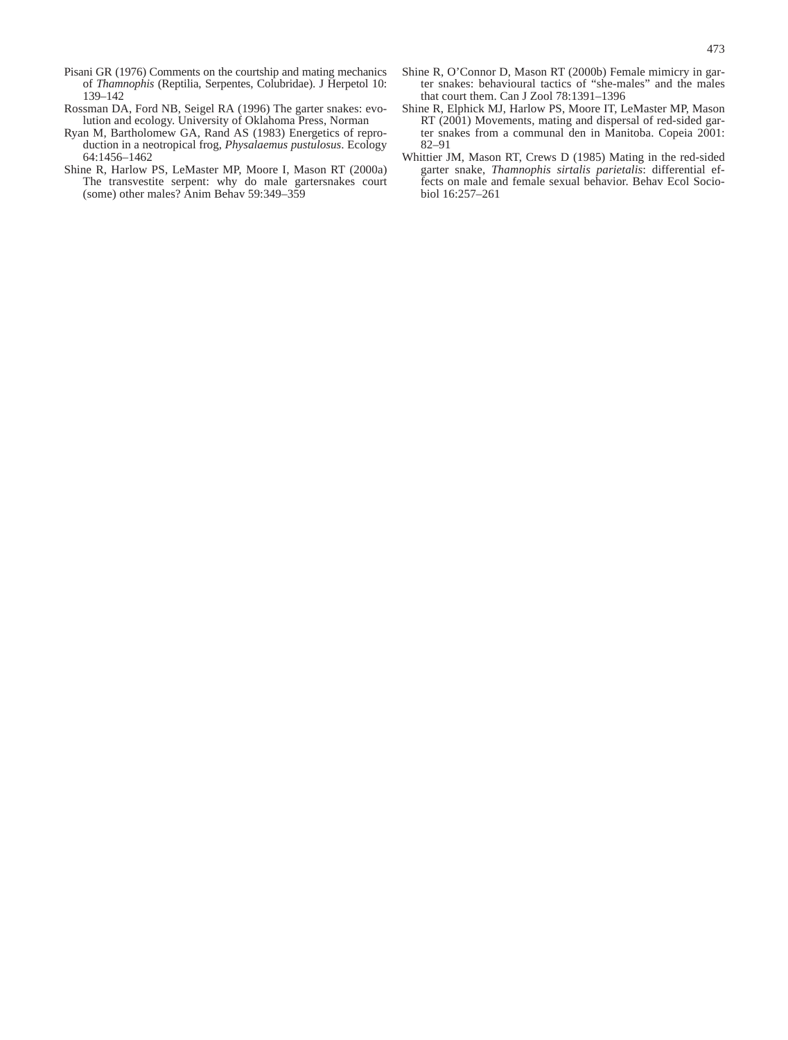Pisani GR (1976) Comments on the courtship and mating mechanics of *Thamnophis* (Reptilia, Serpentes, Colubridae). J Herpetol 10: 139–142

Rossman DA, Ford NB, Seigel RA (1996) The garter snakes: evolution and ecology. University of Oklahoma Press, Norman

Ryan M, Bartholomew GA, Rand AS (1983) Energetics of reproduction in a neotropical frog, *Physalaemus pustulosus*. Ecology 64:1456–1462

Shine R, Harlow PS, LeMaster MP, Moore I, Mason RT (2000a) The transvestite serpent: why do male gartersnakes court (some) other males? Anim Behav 59:349–359

Shine R, O'Connor D, Mason RT (2000b) Female mimicry in garter snakes: behavioural tactics of "she-males" and the males that court them. Can J Zool 78:1391–1396

Shine R, Elphick MJ, Harlow PS, Moore IT, LeMaster MP, Mason RT (2001) Movements, mating and dispersal of red-sided garter snakes from a communal den in Manitoba. Copeia 2001: 82–91

Whittier JM, Mason RT, Crews D (1985) Mating in the red-sided garter snake, *Thamnophis sirtalis parietalis*: differential effects on male and female sexual behavior. Behav Ecol Sociobiol 16:257–261